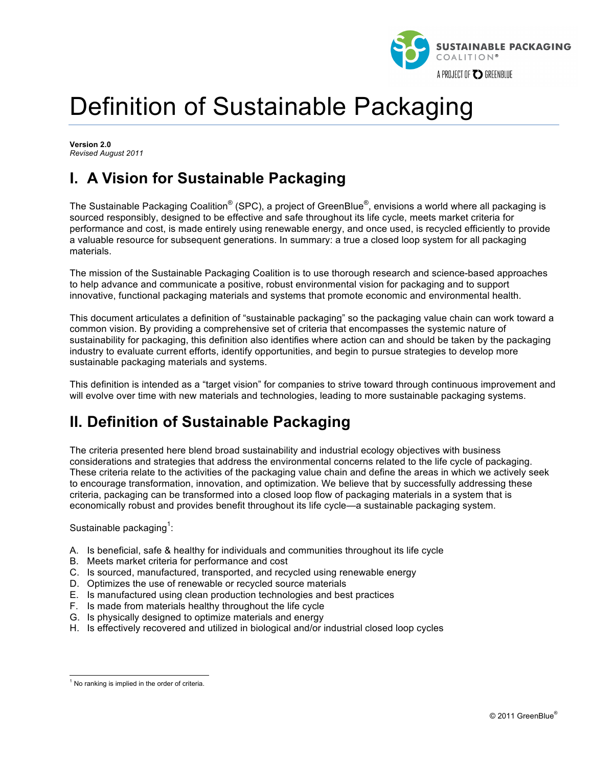# Definition of Sustainable Packaging

**Version 2.0**
*Revised August 2011*

## I. A Vision for Sustainable Packaging

The Sustainable Packaging Coalition® (SPC), a project of GreenBlue®, envisions a world where all packaging is sourced responsibly, designed to be effective and safe throughout its life cycle, meets market criteria for performance and cost, is made entirely using renewable energy, and once used, is recycled efficiently to provide a valuable resource for subsequent generations. In summary: a true a closed loop system for all packaging materials.

The mission of the Sustainable Packaging Coalition is to use thorough research and science-based approaches to help advance and communicate a positive, robust environmental vision for packaging and to support innovative, functional packaging materials and systems that promote economic and environmental health.

This document articulates a definition of "sustainable packaging" so the packaging value chain can work toward a common vision. By providing a comprehensive set of criteria that encompasses the systemic nature of sustainability for packaging, this definition also identifies where action can and should be taken by the packaging industry to evaluate current efforts, identify opportunities, and begin to pursue strategies to develop more sustainable packaging materials and systems.

This definition is intended as a "target vision" for companies to strive toward through continuous improvement and will evolve over time with new materials and technologies, leading to more sustainable packaging systems.

## II. Definition of Sustainable Packaging

The criteria presented here blend broad sustainability and industrial ecology objectives with business considerations and strategies that address the environmental concerns related to the life cycle of packaging. These criteria relate to the activities of the packaging value chain and define the areas in which we actively seek to encourage transformation, innovation, and optimization. We believe that by successfully addressing these criteria, packaging can be transformed into a closed loop flow of packaging materials in a system that is economically robust and provides benefit throughout its life cycle—a sustainable packaging system.

Sustainable packaging[1]:

A. Is beneficial, safe & healthy for individuals and communities throughout its life cycle
B. Meets market criteria for performance and cost
C. Is sourced, manufactured, transported, and recycled using renewable energy
D. Optimizes the use of renewable or recycled source materials
E. Is manufactured using clean production technologies and best practices
F. Is made from materials healthy throughout the life cycle
G. Is physically designed to optimize materials and energy
H. Is effectively recovered and utilized in biological and/or industrial closed loop cycles

---

[1] No ranking is implied in the order of criteria.

© 2011 GreenBlue®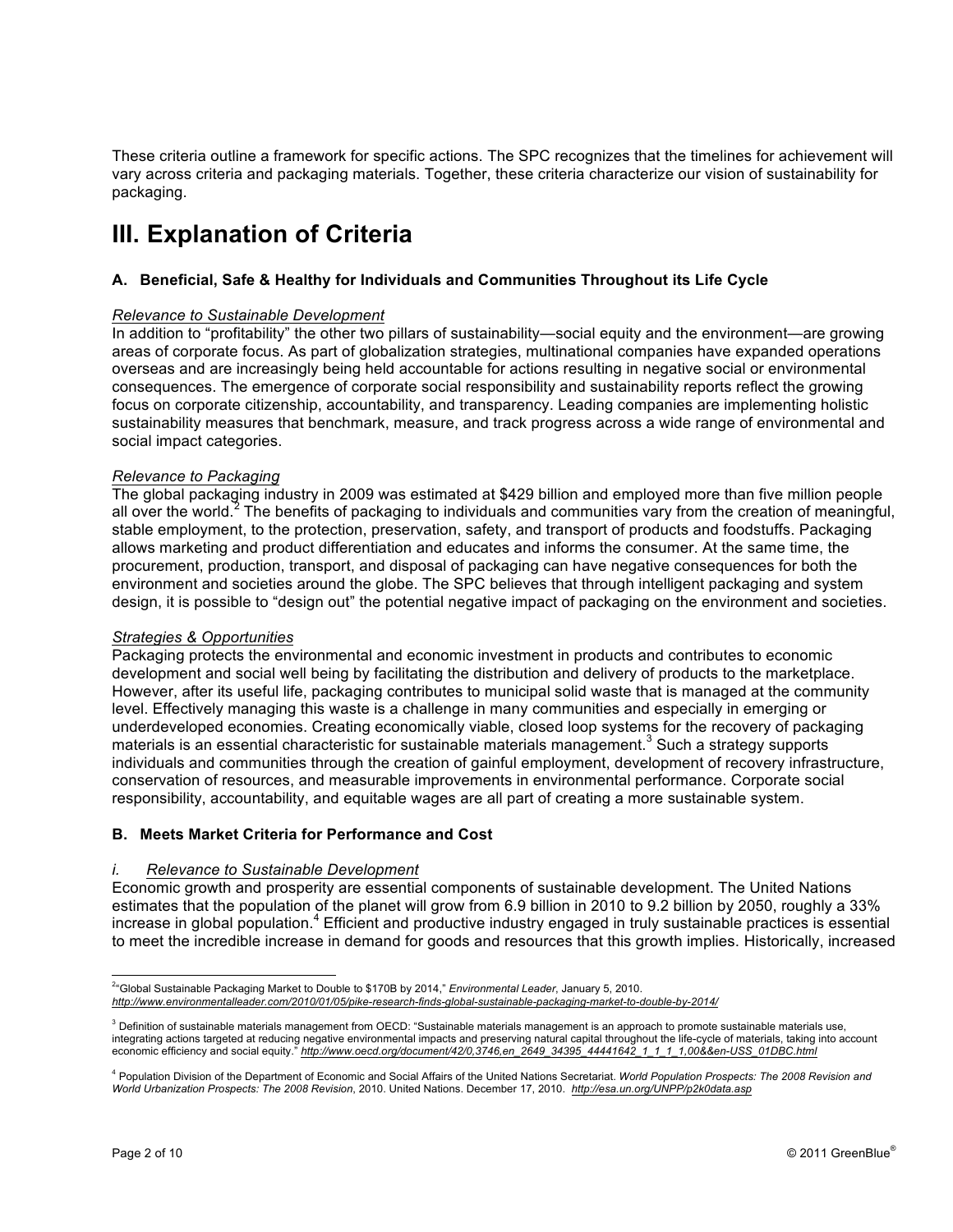These criteria outline a framework for specific actions. The SPC recognizes that the timelines for achievement will vary across criteria and packaging materials. Together, these criteria characterize our vision of sustainability for packaging.

# III. Explanation of Criteria

### A. Beneficial, Safe & Healthy for Individuals and Communities Throughout its Life Cycle

*Relevance to Sustainable Development*

In addition to “profitability” the other two pillars of sustainability—social equity and the environment—are growing areas of corporate focus. As part of globalization strategies, multinational companies have expanded operations overseas and are increasingly being held accountable for actions resulting in negative social or environmental consequences. The emergence of corporate social responsibility and sustainability reports reflect the growing focus on corporate citizenship, accountability, and transparency. Leading companies are implementing holistic sustainability measures that benchmark, measure, and track progress across a wide range of environmental and social impact categories.

*Relevance to Packaging*

The global packaging industry in 2009 was estimated at $429 billion and employed more than five million people all over the world.[2] The benefits of packaging to individuals and communities vary from the creation of meaningful, stable employment, to the protection, preservation, safety, and transport of products and foodstuffs. Packaging allows marketing and product differentiation and educates and informs the consumer. At the same time, the procurement, production, transport, and disposal of packaging can have negative consequences for both the environment and societies around the globe. The SPC believes that through intelligent packaging and system design, it is possible to “design out” the potential negative impact of packaging on the environment and societies.

*Strategies & Opportunities*

Packaging protects the environmental and economic investment in products and contributes to economic development and social well being by facilitating the distribution and delivery of products to the marketplace. However, after its useful life, packaging contributes to municipal solid waste that is managed at the community level. Effectively managing this waste is a challenge in many communities and especially in emerging or underdeveloped economies. Creating economically viable, closed loop systems for the recovery of packaging materials is an essential characteristic for sustainable materials management.[3] Such a strategy supports individuals and communities through the creation of gainful employment, development of recovery infrastructure, conservation of resources, and measurable improvements in environmental performance. Corporate social responsibility, accountability, and equitable wages are all part of creating a more sustainable system.

### B. Meets Market Criteria for Performance and Cost

*i. Relevance to Sustainable Development*

Economic growth and prosperity are essential components of sustainable development. The United Nations estimates that the population of the planet will grow from 6.9 billion in 2010 to 9.2 billion by 2050, roughly a 33% increase in global population.[4] Efficient and productive industry engaged in truly sustainable practices is essential to meet the incredible increase in demand for goods and resources that this growth implies. Historically, increased

---

[2] “Global Sustainable Packaging Market to Double to $170B by 2014,” *Environmental Leader*, January 5, 2010. *http://www.environmentalleader.com/2010/01/05/pike-research-finds-global-sustainable-packaging-market-to-double-by-2014/*

[3] Definition of sustainable materials management from OECD: “Sustainable materials management is an approach to promote sustainable materials use, integrating actions targeted at reducing negative environmental impacts and preserving natural capital throughout the life-cycle of materials, taking into account economic efficiency and social equity.” *http://www.oecd.org/document/42/0,3746,en_2649_34395_44441642_1_1_1_1,00&&en-USS_01DBC.html*

[4] Population Division of the Department of Economic and Social Affairs of the United Nations Secretariat. *World Population Prospects: The 2008 Revision and World Urbanization Prospects: The 2008 Revision*, 2010. United Nations. December 17, 2010. *http://esa.un.org/UNPP/p2k0data.asp*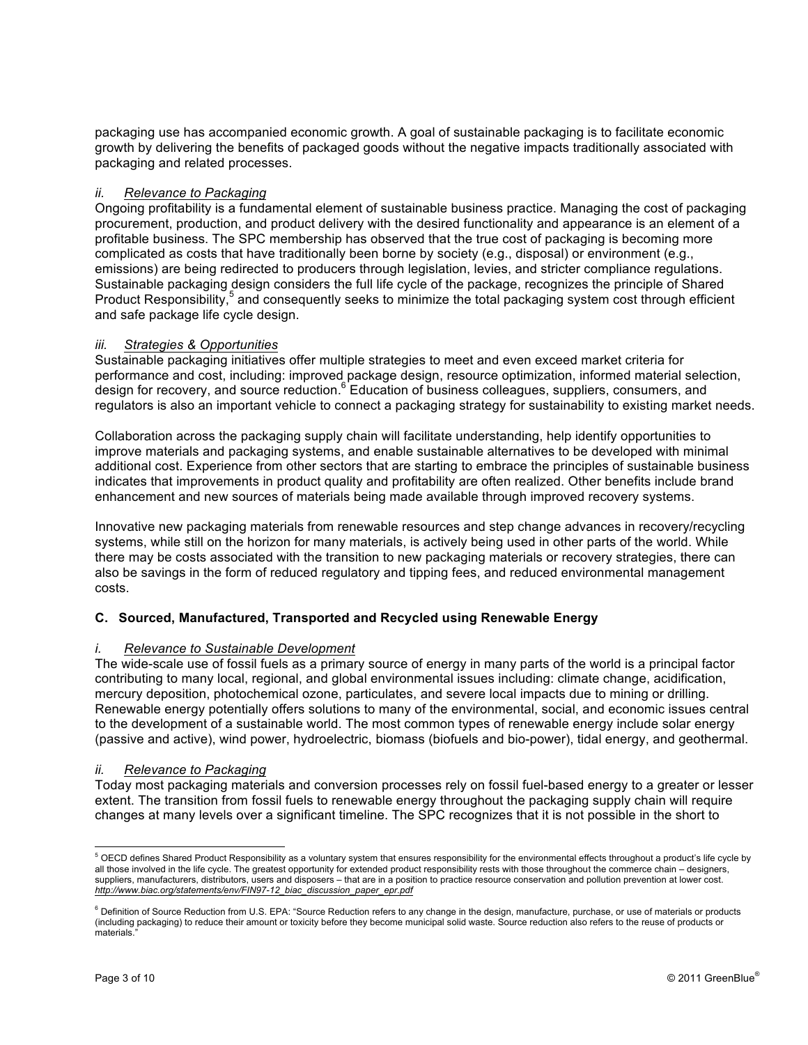packaging use has accompanied economic growth. A goal of sustainable packaging is to facilitate economic growth by delivering the benefits of packaged goods without the negative impacts traditionally associated with packaging and related processes.

*ii.* *Relevance to Packaging*

Ongoing profitability is a fundamental element of sustainable business practice. Managing the cost of packaging procurement, production, and product delivery with the desired functionality and appearance is an element of a profitable business. The SPC membership has observed that the true cost of packaging is becoming more complicated as costs that have traditionally been borne by society (e.g., disposal) or environment (e.g., emissions) are being redirected to producers through legislation, levies, and stricter compliance regulations. Sustainable packaging design considers the full life cycle of the package, recognizes the principle of Shared Product Responsibility,[5] and consequently seeks to minimize the total packaging system cost through efficient and safe package life cycle design.

*iii.* *Strategies & Opportunities*

Sustainable packaging initiatives offer multiple strategies to meet and even exceed market criteria for performance and cost, including: improved package design, resource optimization, informed material selection, design for recovery, and source reduction.[6] Education of business colleagues, suppliers, consumers, and regulators is also an important vehicle to connect a packaging strategy for sustainability to existing market needs.

Collaboration across the packaging supply chain will facilitate understanding, help identify opportunities to improve materials and packaging systems, and enable sustainable alternatives to be developed with minimal additional cost. Experience from other sectors that are starting to embrace the principles of sustainable business indicates that improvements in product quality and profitability are often realized. Other benefits include brand enhancement and new sources of materials being made available through improved recovery systems.

Innovative new packaging materials from renewable resources and step change advances in recovery/recycling systems, while still on the horizon for many materials, is actively being used in other parts of the world. While there may be costs associated with the transition to new packaging materials or recovery strategies, there can also be savings in the form of reduced regulatory and tipping fees, and reduced environmental management costs.

### C. Sourced, Manufactured, Transported and Recycled using Renewable Energy

*i.* *Relevance to Sustainable Development*

The wide-scale use of fossil fuels as a primary source of energy in many parts of the world is a principal factor contributing to many local, regional, and global environmental issues including: climate change, acidification, mercury deposition, photochemical ozone, particulates, and severe local impacts due to mining or drilling. Renewable energy potentially offers solutions to many of the environmental, social, and economic issues central to the development of a sustainable world. The most common types of renewable energy include solar energy (passive and active), wind power, hydroelectric, biomass (biofuels and bio-power), tidal energy, and geothermal.

*ii.* *Relevance to Packaging*

Today most packaging materials and conversion processes rely on fossil fuel-based energy to a greater or lesser extent. The transition from fossil fuels to renewable energy throughout the packaging supply chain will require changes at many levels over a significant timeline. The SPC recognizes that it is not possible in the short to

---

[5] OECD defines Shared Product Responsibility as a voluntary system that ensures responsibility for the environmental effects throughout a product's life cycle by all those involved in the life cycle. The greatest opportunity for extended product responsibility rests with those throughout the commerce chain – designers, suppliers, manufacturers, distributors, users and disposers – that are in a position to practice resource conservation and pollution prevention at lower cost. *http://www.biac.org/statements/env/FIN97-12_biac_discussion_paper_epr.pdf*

[6] Definition of Source Reduction from U.S. EPA: "Source Reduction refers to any change in the design, manufacture, purchase, or use of materials or products (including packaging) to reduce their amount or toxicity before they become municipal solid waste. Source reduction also refers to the reuse of products or materials."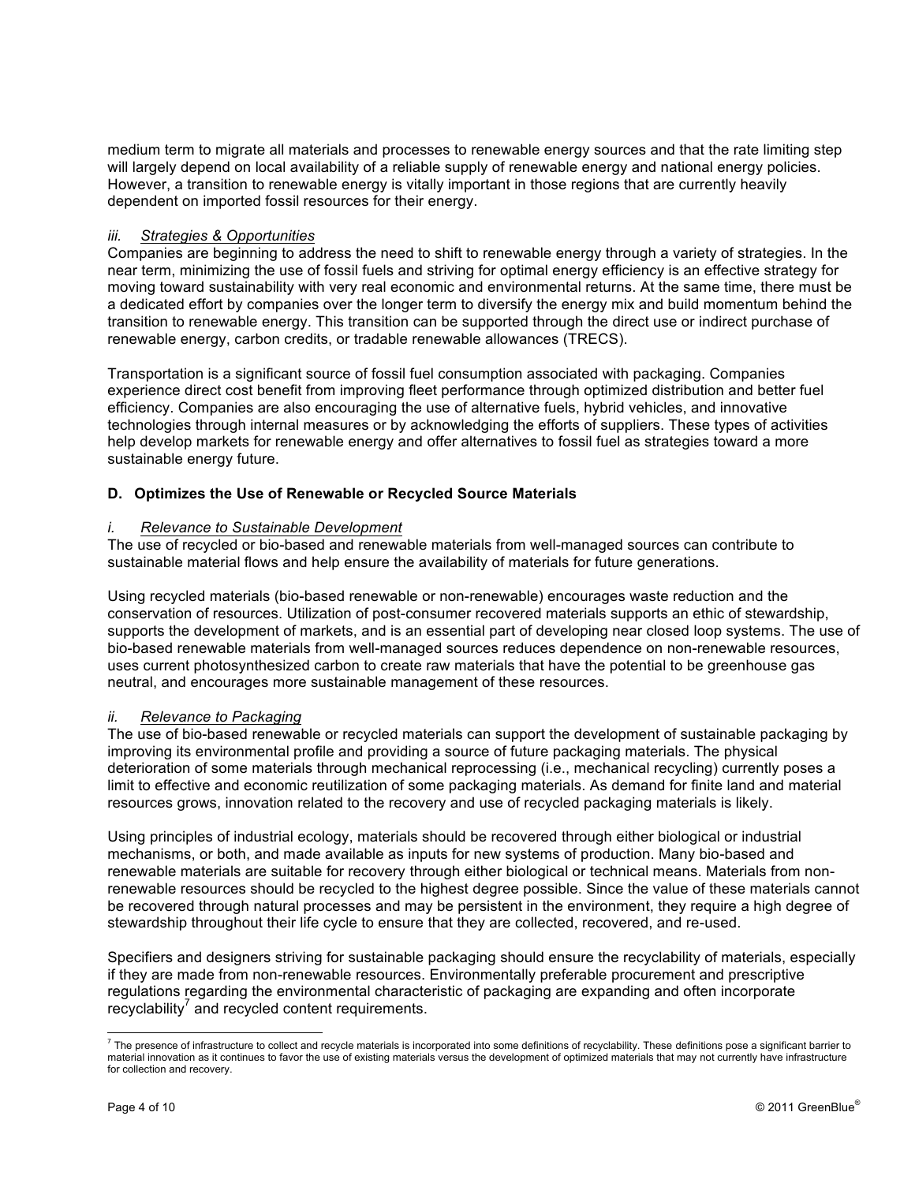medium term to migrate all materials and processes to renewable energy sources and that the rate limiting step will largely depend on local availability of a reliable supply of renewable energy and national energy policies. However, a transition to renewable energy is vitally important in those regions that are currently heavily dependent on imported fossil resources for their energy.

*iii.* *Strategies & Opportunities*

Companies are beginning to address the need to shift to renewable energy through a variety of strategies. In the near term, minimizing the use of fossil fuels and striving for optimal energy efficiency is an effective strategy for moving toward sustainability with very real economic and environmental returns. At the same time, there must be a dedicated effort by companies over the longer term to diversify the energy mix and build momentum behind the transition to renewable energy. This transition can be supported through the direct use or indirect purchase of renewable energy, carbon credits, or tradable renewable allowances (TRECS).

Transportation is a significant source of fossil fuel consumption associated with packaging. Companies experience direct cost benefit from improving fleet performance through optimized distribution and better fuel efficiency. Companies are also encouraging the use of alternative fuels, hybrid vehicles, and innovative technologies through internal measures or by acknowledging the efforts of suppliers. These types of activities help develop markets for renewable energy and offer alternatives to fossil fuel as strategies toward a more sustainable energy future.

### D. Optimizes the Use of Renewable or Recycled Source Materials

*i.* *Relevance to Sustainable Development*

The use of recycled or bio-based and renewable materials from well-managed sources can contribute to sustainable material flows and help ensure the availability of materials for future generations.

Using recycled materials (bio-based renewable or non-renewable) encourages waste reduction and the conservation of resources. Utilization of post-consumer recovered materials supports an ethic of stewardship, supports the development of markets, and is an essential part of developing near closed loop systems. The use of bio-based renewable materials from well-managed sources reduces dependence on non-renewable resources, uses current photosynthesized carbon to create raw materials that have the potential to be greenhouse gas neutral, and encourages more sustainable management of these resources.

*ii.* *Relevance to Packaging*

The use of bio-based renewable or recycled materials can support the development of sustainable packaging by improving its environmental profile and providing a source of future packaging materials. The physical deterioration of some materials through mechanical reprocessing (i.e., mechanical recycling) currently poses a limit to effective and economic reutilization of some packaging materials. As demand for finite land and material resources grows, innovation related to the recovery and use of recycled packaging materials is likely.

Using principles of industrial ecology, materials should be recovered through either biological or industrial mechanisms, or both, and made available as inputs for new systems of production. Many bio-based and renewable materials are suitable for recovery through either biological or technical means. Materials from non-renewable resources should be recycled to the highest degree possible. Since the value of these materials cannot be recovered through natural processes and may be persistent in the environment, they require a high degree of stewardship throughout their life cycle to ensure that they are collected, recovered, and re-used.

Specifiers and designers striving for sustainable packaging should ensure the recyclability of materials, especially if they are made from non-renewable resources. Environmentally preferable procurement and prescriptive regulations regarding the environmental characteristic of packaging are expanding and often incorporate recyclability[7] and recycled content requirements.

---

[7] The presence of infrastructure to collect and recycle materials is incorporated into some definitions of recyclability. These definitions pose a significant barrier to material innovation as it continues to favor the use of existing materials versus the development of optimized materials that may not currently have infrastructure for collection and recovery.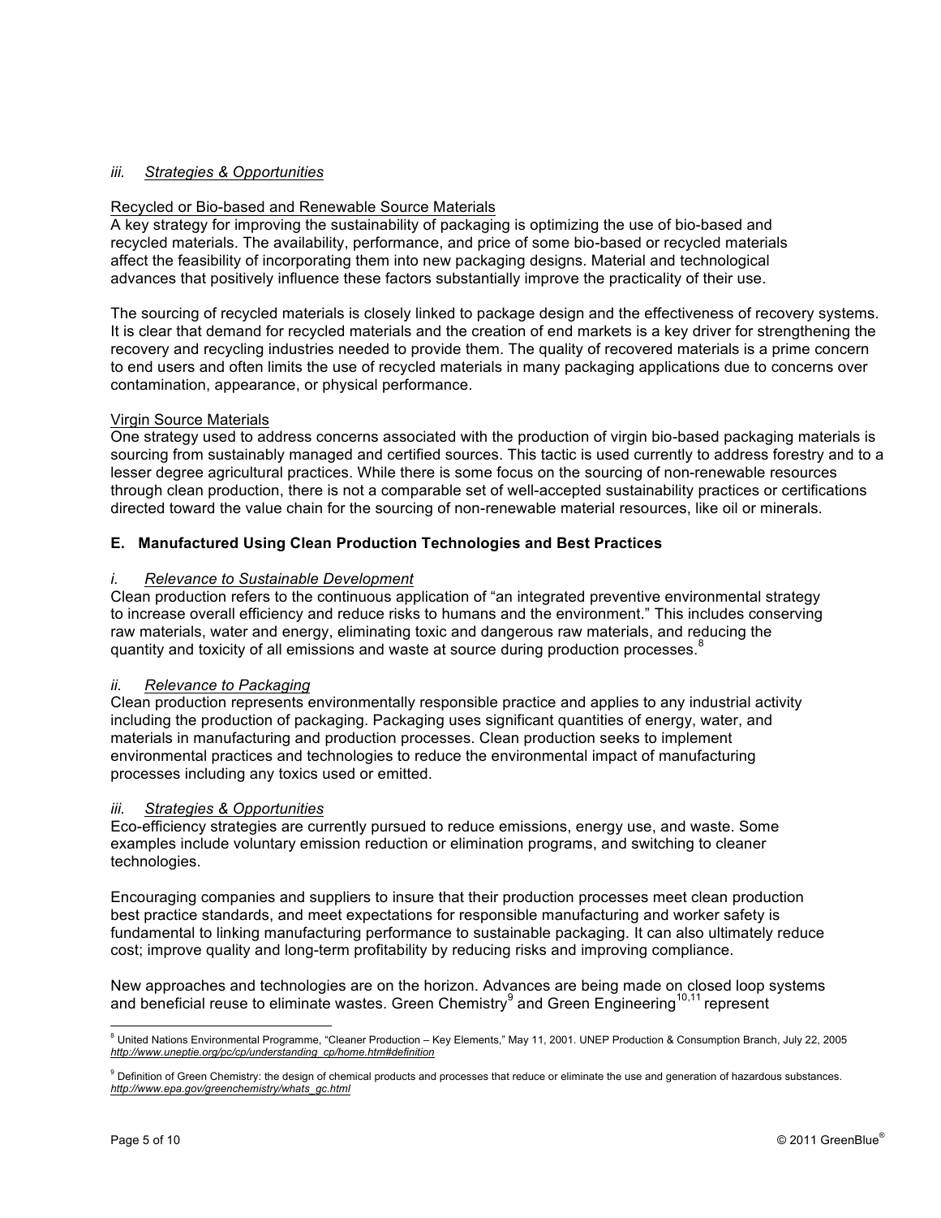*iii. Strategies & Opportunities*

Recycled or Bio-based and Renewable Source Materials

A key strategy for improving the sustainability of packaging is optimizing the use of bio-based and recycled materials. The availability, performance, and price of some bio-based or recycled materials affect the feasibility of incorporating them into new packaging designs. Material and technological advances that positively influence these factors substantially improve the practicality of their use.

The sourcing of recycled materials is closely linked to package design and the effectiveness of recovery systems. It is clear that demand for recycled materials and the creation of end markets is a key driver for strengthening the recovery and recycling industries needed to provide them. The quality of recovered materials is a prime concern to end users and often limits the use of recycled materials in many packaging applications due to concerns over contamination, appearance, or physical performance.

Virgin Source Materials

One strategy used to address concerns associated with the production of virgin bio-based packaging materials is sourcing from sustainably managed and certified sources. This tactic is used currently to address forestry and to a lesser degree agricultural practices. While there is some focus on the sourcing of non-renewable resources through clean production, there is not a comparable set of well-accepted sustainability practices or certifications directed toward the value chain for the sourcing of non-renewable material resources, like oil or minerals.

## E. Manufactured Using Clean Production Technologies and Best Practices

*i. Relevance to Sustainable Development*

Clean production refers to the continuous application of "an integrated preventive environmental strategy to increase overall efficiency and reduce risks to humans and the environment." This includes conserving raw materials, water and energy, eliminating toxic and dangerous raw materials, and reducing the quantity and toxicity of all emissions and waste at source during production processes.[8]

*ii. Relevance to Packaging*

Clean production represents environmentally responsible practice and applies to any industrial activity including the production of packaging. Packaging uses significant quantities of energy, water, and materials in manufacturing and production processes. Clean production seeks to implement environmental practices and technologies to reduce the environmental impact of manufacturing processes including any toxics used or emitted.

*iii. Strategies & Opportunities*

Eco-efficiency strategies are currently pursued to reduce emissions, energy use, and waste. Some examples include voluntary emission reduction or elimination programs, and switching to cleaner technologies.

Encouraging companies and suppliers to insure that their production processes meet clean production best practice standards, and meet expectations for responsible manufacturing and worker safety is fundamental to linking manufacturing performance to sustainable packaging. It can also ultimately reduce cost; improve quality and long-term profitability by reducing risks and improving compliance.

New approaches and technologies are on the horizon. Advances are being made on closed loop systems and beneficial reuse to eliminate wastes. Green Chemistry[9] and Green Engineering[10,11] represent

---

[8] United Nations Environmental Programme, "Cleaner Production – Key Elements," May 11, 2001. UNEP Production & Consumption Branch, July 22, 2005 *http://www.uneptie.org/pc/cp/understanding_cp/home.htm#definition*

[9] Definition of Green Chemistry: the design of chemical products and processes that reduce or eliminate the use and generation of hazardous substances. *http://www.epa.gov/greenchemistry/whats_gc.html*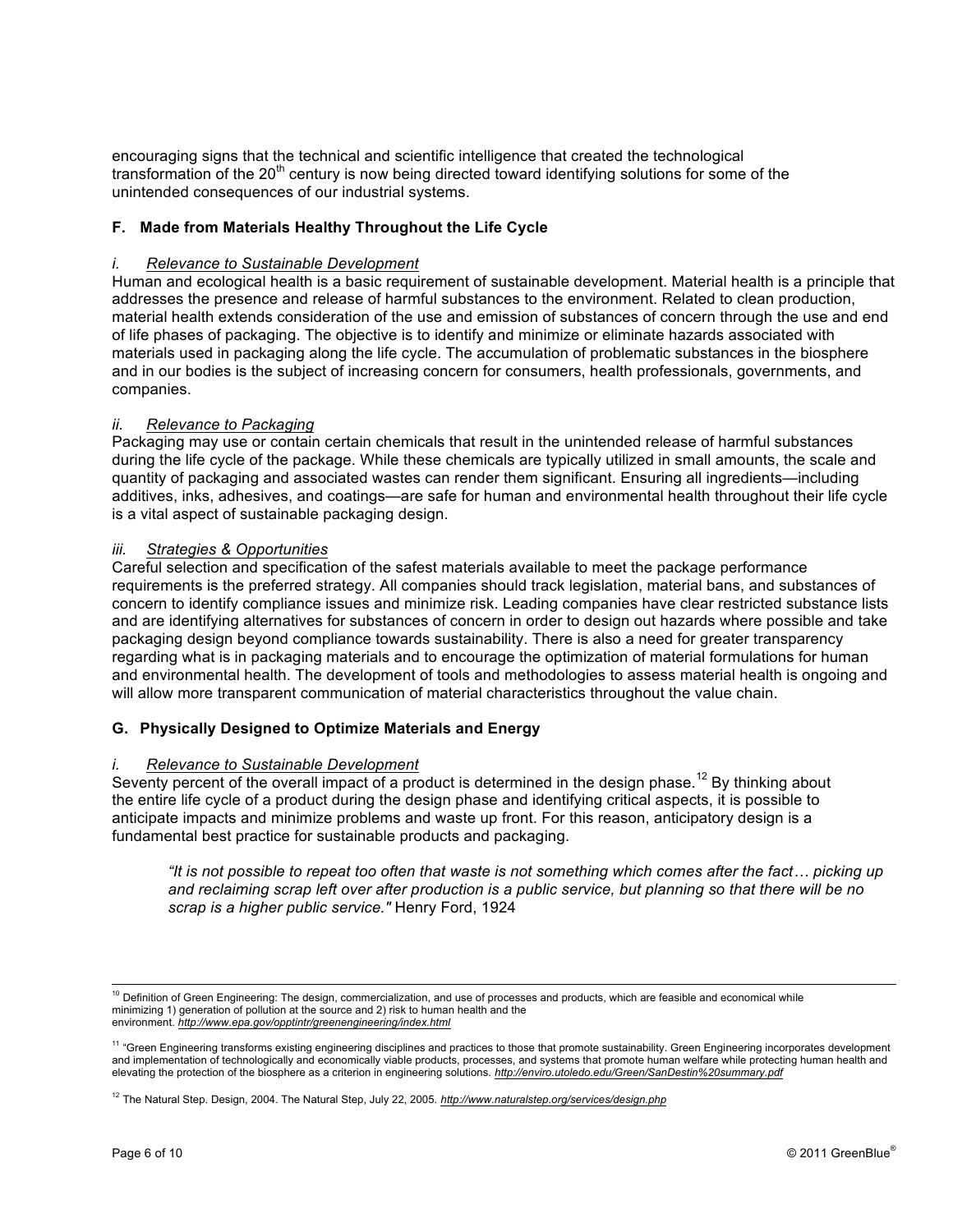encouraging signs that the technical and scientific intelligence that created the technological transformation of the 20$^{th}$ century is now being directed toward identifying solutions for some of the unintended consequences of our industrial systems.

### F. Made from Materials Healthy Throughout the Life Cycle

#### *i. Relevance to Sustainable Development*

Human and ecological health is a basic requirement of sustainable development. Material health is a principle that addresses the presence and release of harmful substances to the environment. Related to clean production, material health extends consideration of the use and emission of substances of concern through the use and end of life phases of packaging. The objective is to identify and minimize or eliminate hazards associated with materials used in packaging along the life cycle. The accumulation of problematic substances in the biosphere and in our bodies is the subject of increasing concern for consumers, health professionals, governments, and companies.

#### *ii. Relevance to Packaging*

Packaging may use or contain certain chemicals that result in the unintended release of harmful substances during the life cycle of the package. While these chemicals are typically utilized in small amounts, the scale and quantity of packaging and associated wastes can render them significant. Ensuring all ingredients—including additives, inks, adhesives, and coatings—are safe for human and environmental health throughout their life cycle is a vital aspect of sustainable packaging design.

#### *iii. Strategies & Opportunities*

Careful selection and specification of the safest materials available to meet the package performance requirements is the preferred strategy. All companies should track legislation, material bans, and substances of concern to identify compliance issues and minimize risk. Leading companies have clear restricted substance lists and are identifying alternatives for substances of concern in order to design out hazards where possible and take packaging design beyond compliance towards sustainability. There is also a need for greater transparency regarding what is in packaging materials and to encourage the optimization of material formulations for human and environmental health. The development of tools and methodologies to assess material health is ongoing and will allow more transparent communication of material characteristics throughout the value chain.

### G. Physically Designed to Optimize Materials and Energy

#### *i. Relevance to Sustainable Development*

Seventy percent of the overall impact of a product is determined in the design phase.[12] By thinking about the entire life cycle of a product during the design phase and identifying critical aspects, it is possible to anticipate impacts and minimize problems and waste up front. For this reason, anticipatory design is a fundamental best practice for sustainable products and packaging.

> *"It is not possible to repeat too often that waste is not something which comes after the fact… picking up and reclaiming scrap left over after production is a public service, but planning so that there will be no scrap is a higher public service."* Henry Ford, 1924

---

[10] Definition of Green Engineering: The design, commercialization, and use of processes and products, which are feasible and economical while minimizing 1) generation of pollution at the source and 2) risk to human health and the environment. ***http://www.epa.gov/opptintr/greenengineering/index.html***

[11] "Green Engineering transforms existing engineering disciplines and practices to those that promote sustainability. Green Engineering incorporates development and implementation of technologically and economically viable products, processes, and systems that promote human welfare while protecting human health and elevating the protection of the biosphere as a criterion in engineering solutions. ***http://enviro.utoledo.edu/Green/SanDestin%20summary.pdf***

[12] The Natural Step. Design, 2004. The Natural Step, July 22, 2005. ***http://www.naturalstep.org/services/design.php***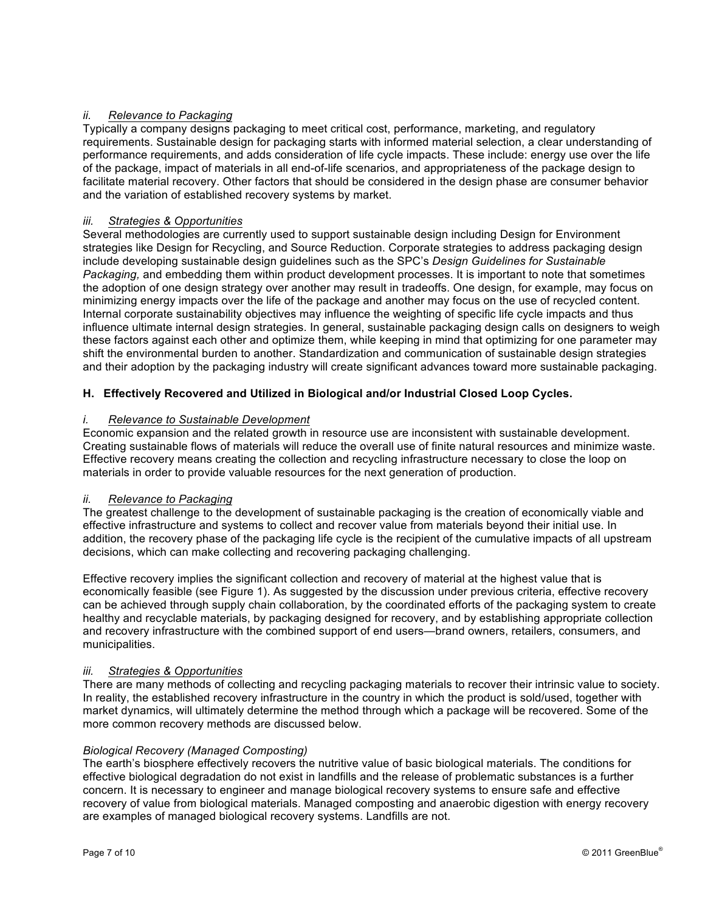### *ii. Relevance to Packaging*

Typically a company designs packaging to meet critical cost, performance, marketing, and regulatory requirements. Sustainable design for packaging starts with informed material selection, a clear understanding of performance requirements, and adds consideration of life cycle impacts. These include: energy use over the life of the package, impact of materials in all end-of-life scenarios, and appropriateness of the package design to facilitate material recovery. Other factors that should be considered in the design phase are consumer behavior and the variation of established recovery systems by market.

### *iii. Strategies & Opportunities*

Several methodologies are currently used to support sustainable design including Design for Environment strategies like Design for Recycling, and Source Reduction. Corporate strategies to address packaging design include developing sustainable design guidelines such as the SPC's *Design Guidelines for Sustainable Packaging,* and embedding them within product development processes. It is important to note that sometimes the adoption of one design strategy over another may result in tradeoffs. One design, for example, may focus on minimizing energy impacts over the life of the package and another may focus on the use of recycled content. Internal corporate sustainability objectives may influence the weighting of specific life cycle impacts and thus influence ultimate internal design strategies. In general, sustainable packaging design calls on designers to weigh these factors against each other and optimize them, while keeping in mind that optimizing for one parameter may shift the environmental burden to another. Standardization and communication of sustainable design strategies and their adoption by the packaging industry will create significant advances toward more sustainable packaging.

## H. Effectively Recovered and Utilized in Biological and/or Industrial Closed Loop Cycles.

### *i. Relevance to Sustainable Development*

Economic expansion and the related growth in resource use are inconsistent with sustainable development. Creating sustainable flows of materials will reduce the overall use of finite natural resources and minimize waste. Effective recovery means creating the collection and recycling infrastructure necessary to close the loop on materials in order to provide valuable resources for the next generation of production.

### *ii. Relevance to Packaging*

The greatest challenge to the development of sustainable packaging is the creation of economically viable and effective infrastructure and systems to collect and recover value from materials beyond their initial use. In addition, the recovery phase of the packaging life cycle is the recipient of the cumulative impacts of all upstream decisions, which can make collecting and recovering packaging challenging.

Effective recovery implies the significant collection and recovery of material at the highest value that is economically feasible (see Figure 1). As suggested by the discussion under previous criteria, effective recovery can be achieved through supply chain collaboration, by the coordinated efforts of the packaging system to create healthy and recyclable materials, by packaging designed for recovery, and by establishing appropriate collection and recovery infrastructure with the combined support of end users—brand owners, retailers, consumers, and municipalities.

### *iii. Strategies & Opportunities*

There are many methods of collecting and recycling packaging materials to recover their intrinsic value to society. In reality, the established recovery infrastructure in the country in which the product is sold/used, together with market dynamics, will ultimately determine the method through which a package will be recovered. Some of the more common recovery methods are discussed below.

*Biological Recovery (Managed Composting)*

The earth's biosphere effectively recovers the nutritive value of basic biological materials. The conditions for effective biological degradation do not exist in landfills and the release of problematic substances is a further concern. It is necessary to engineer and manage biological recovery systems to ensure safe and effective recovery of value from biological materials. Managed composting and anaerobic digestion with energy recovery are examples of managed biological recovery systems. Landfills are not.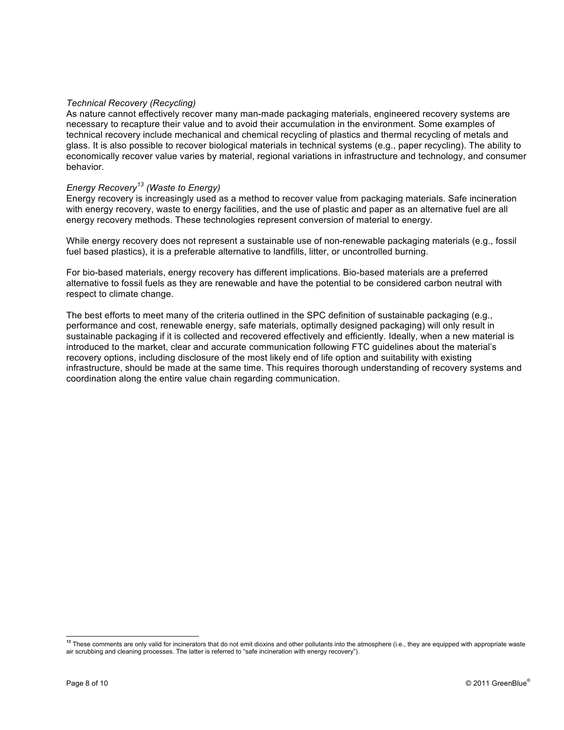*Technical Recovery (Recycling)*

As nature cannot effectively recover many man-made packaging materials, engineered recovery systems are necessary to recapture their value and to avoid their accumulation in the environment. Some examples of technical recovery include mechanical and chemical recycling of plastics and thermal recycling of metals and glass. It is also possible to recover biological materials in technical systems (e.g., paper recycling). The ability to economically recover value varies by material, regional variations in infrastructure and technology, and consumer behavior.

*Energy Recovery[13] (Waste to Energy)*

Energy recovery is increasingly used as a method to recover value from packaging materials. Safe incineration with energy recovery, waste to energy facilities, and the use of plastic and paper as an alternative fuel are all energy recovery methods. These technologies represent conversion of material to energy.

While energy recovery does not represent a sustainable use of non-renewable packaging materials (e.g., fossil fuel based plastics), it is a preferable alternative to landfills, litter, or uncontrolled burning.

For bio-based materials, energy recovery has different implications. Bio-based materials are a preferred alternative to fossil fuels as they are renewable and have the potential to be considered carbon neutral with respect to climate change.

The best efforts to meet many of the criteria outlined in the SPC definition of sustainable packaging (e.g., performance and cost, renewable energy, safe materials, optimally designed packaging) will only result in sustainable packaging if it is collected and recovered effectively and efficiently. Ideally, when a new material is introduced to the market, clear and accurate communication following FTC guidelines about the material's recovery options, including disclosure of the most likely end of life option and suitability with existing infrastructure, should be made at the same time. This requires thorough understanding of recovery systems and coordination along the entire value chain regarding communication.

---

[13] These comments are only valid for incinerators that do not emit dioxins and other pollutants into the atmosphere (i.e., they are equipped with appropriate waste air scrubbing and cleaning processes. The latter is referred to "safe incineration with energy recovery").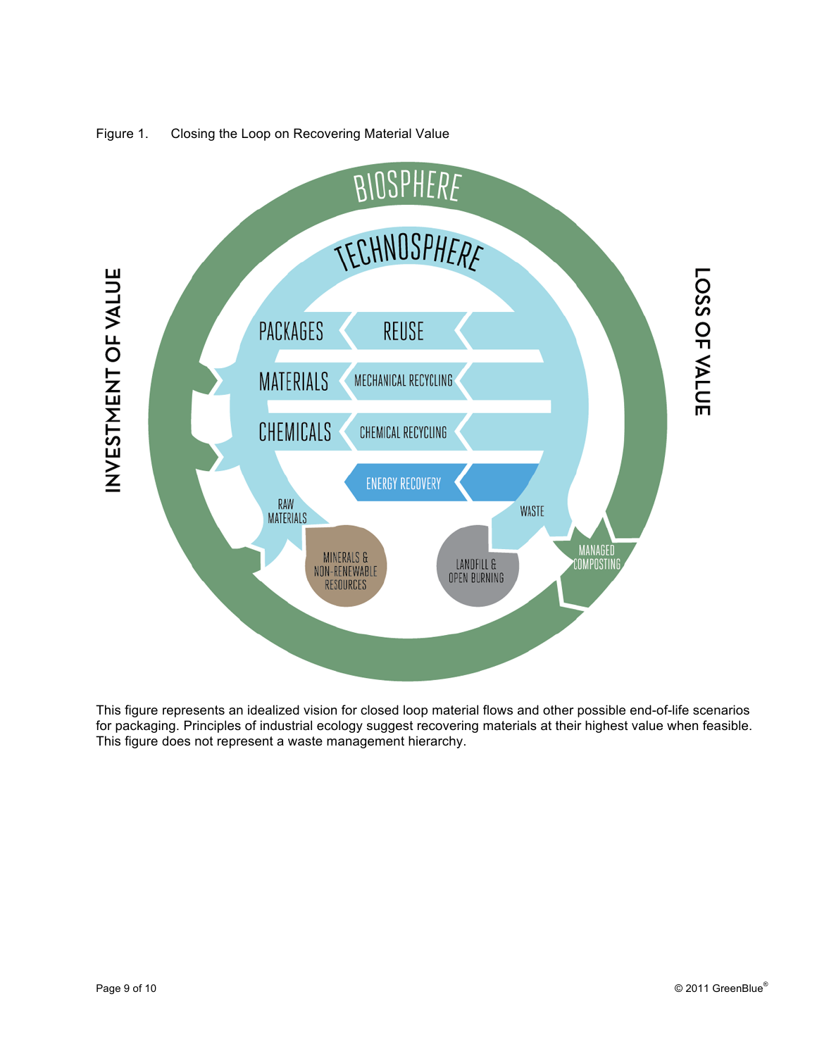Figure 1. Closing the Loop on Recovering Material Value

This figure represents an idealized vision for closed loop material flows and other possible end-of-life scenarios for packaging. Principles of industrial ecology suggest recovering materials at their highest value when feasible. This figure does not represent a waste management hierarchy.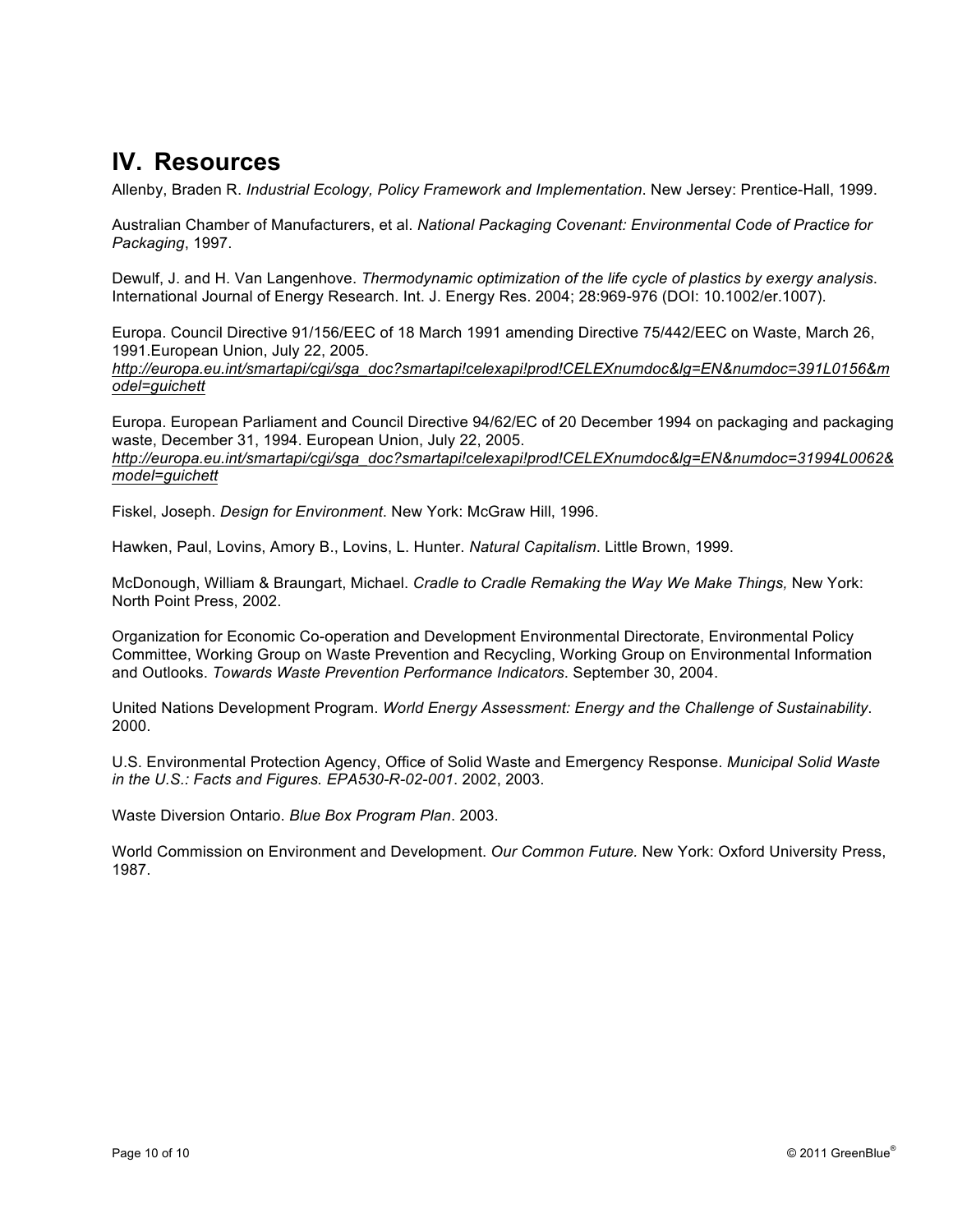# IV. Resources

Allenby, Braden R. *Industrial Ecology, Policy Framework and Implementation*. New Jersey: Prentice-Hall, 1999.

Australian Chamber of Manufacturers, et al. *National Packaging Covenant: Environmental Code of Practice for Packaging*, 1997.

Dewulf, J. and H. Van Langenhove. *Thermodynamic optimization of the life cycle of plastics by exergy analysis*. International Journal of Energy Research. Int. J. Energy Res. 2004; 28:969-976 (DOI: 10.1002/er.1007).

Europa. Council Directive 91/156/EEC of 18 March 1991 amending Directive 75/442/EEC on Waste, March 26, 1991.European Union, July 22, 2005.
*http://europa.eu.int/smartapi/cgi/sga_doc?smartapi!celexapi!prod!CELEXnumdoc&lg=EN&numdoc=391L0156&model=guichett*

Europa. European Parliament and Council Directive 94/62/EC of 20 December 1994 on packaging and packaging waste, December 31, 1994. European Union, July 22, 2005.
*http://europa.eu.int/smartapi/cgi/sga_doc?smartapi!celexapi!prod!CELEXnumdoc&lg=EN&numdoc=31994L0062&model=guichett*

Fiskel, Joseph. *Design for Environment*. New York: McGraw Hill, 1996.

Hawken, Paul, Lovins, Amory B., Lovins, L. Hunter. *Natural Capitalism*. Little Brown, 1999.

McDonough, William & Braungart, Michael. *Cradle to Cradle Remaking the Way We Make Things,* New York: North Point Press, 2002.

Organization for Economic Co-operation and Development Environmental Directorate, Environmental Policy Committee, Working Group on Waste Prevention and Recycling, Working Group on Environmental Information and Outlooks. *Towards Waste Prevention Performance Indicators*. September 30, 2004.

United Nations Development Program. *World Energy Assessment: Energy and the Challenge of Sustainability*. 2000.

U.S. Environmental Protection Agency, Office of Solid Waste and Emergency Response. *Municipal Solid Waste in the U.S.: Facts and Figures. EPA530-R-02-001*. 2002, 2003.

Waste Diversion Ontario. *Blue Box Program Plan*. 2003.

World Commission on Environment and Development. *Our Common Future.* New York: Oxford University Press, 1987.